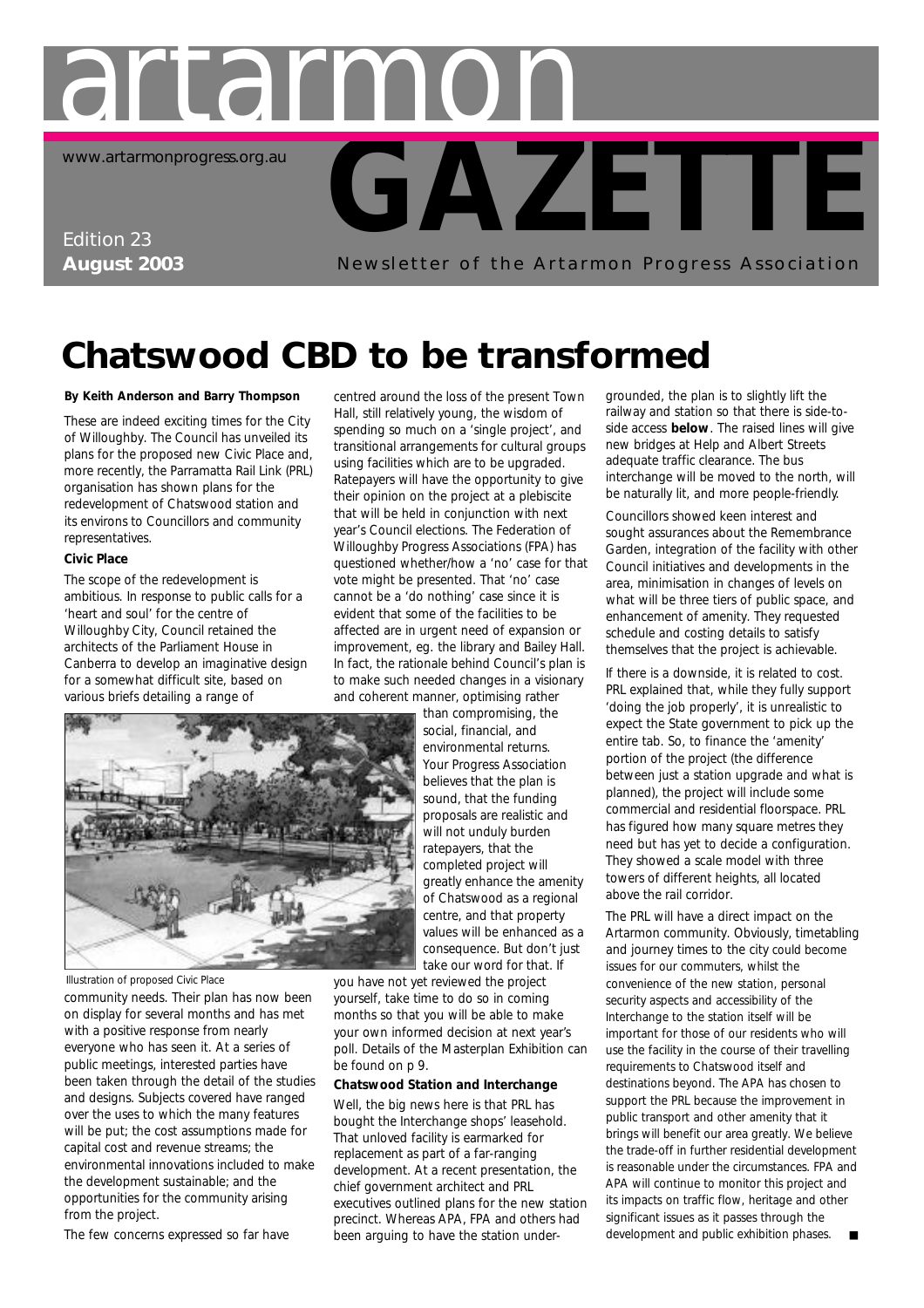# artarmon GAZETTE

www.artarmonprogress.org.au

Edition 23
**August 2003**

Newsletter of the Artarmon Progress Association

# Chatswood CBD to be transformed

**By Keith Anderson and Barry Thompson**

These are indeed exciting times for the City of Willoughby. The Council has unveiled its plans for the proposed new Civic Place and, more recently, the Parramatta Rail Link (PRL) organisation has shown plans for the redevelopment of Chatswood station and its environs to Councillors and community representatives.

**Civic Place**

The scope of the redevelopment is ambitious. In response to public calls for a 'heart and soul' for the centre of Willoughby City, Council retained the architects of the Parliament House in Canberra to develop an imaginative design for a somewhat difficult site, based on various briefs detailing a range of community needs. Their plan has now been on display for several months and has met with a positive response from nearly everyone who has seen it. At a series of public meetings, interested parties have been taken through the detail of the studies and designs. Subjects covered have ranged over the uses to which the many features will be put; the cost assumptions made for capital cost and revenue streams; the environmental innovations included to make the development sustainable; and the opportunities for the community arising from the project.

Illustration of proposed Civic Place

The few concerns expressed so far have centred around the loss of the present Town Hall, still relatively young, the wisdom of spending so much on a 'single project', and transitional arrangements for cultural groups using facilities which are to be upgraded. Ratepayers will have the opportunity to give their opinion on the project at a plebiscite that will be held in conjunction with next year's Council elections. The Federation of Willoughby Progress Associations (FPA) has questioned whether/how a 'no' case for that vote might be presented. That 'no' case cannot be a 'do nothing' case since it is evident that some of the facilities to be affected are in urgent need of expansion or improvement, eg. the library and Bailey Hall. In fact, the rationale behind Council's plan is to make such needed changes in a visionary and coherent manner, optimising rather than compromising, the social, financial, and environmental returns. Your Progress Association believes that the plan is sound, that the funding proposals are realistic and will not unduly burden ratepayers, that the completed project will greatly enhance the amenity of Chatswood as a regional centre, and that property values will be enhanced as a consequence. But don't just take our word for that. If you have not yet reviewed the project yourself, take time to do so in coming months so that you will be able to make your own informed decision at next year's poll. Details of the Masterplan Exhibition can be found on p 9.

**Chatswood Station and Interchange**

Well, the big news here is that PRL has bought the Interchange shops' leasehold. That unloved facility is earmarked for replacement as part of a far-ranging development. At a recent presentation, the chief government architect and PRL executives outlined plans for the new station precinct. Whereas APA, FPA and others had been arguing to have the station undergrounded, the plan is to slightly lift the railway and station so that there is side-to-side access **below**. The raised lines will give new bridges at Help and Albert Streets adequate traffic clearance. The bus interchange will be moved to the north, will be naturally lit, and more people-friendly.

Councillors showed keen interest and sought assurances about the Remembrance Garden, integration of the facility with other Council initiatives and developments in the area, minimisation in changes of levels on what will be three tiers of public space, and enhancement of amenity. They requested schedule and costing details to satisfy themselves that the project is achievable.

If there is a downside, it is related to cost. PRL explained that, while they fully support 'doing the job properly', it is unrealistic to expect the State government to pick up the entire tab. So, to finance the 'amenity' portion of the project (the difference between just a station upgrade and what is planned), the project will include some commercial and residential floorspace. PRL has figured how many square metres they need but has yet to decide a configuration. They showed a scale model with three towers of different heights, all located above the rail corridor.

The PRL will have a direct impact on the Artarmon community. Obviously, timetabling and journey times to the city could become issues for our commuters, whilst the convenience of the new station, personal security aspects and accessibility of the Interchange to the station itself will be important for those of our residents who will use the facility in the course of their travelling requirements to Chatswood itself and destinations beyond. The APA has chosen to support the PRL because the improvement in public transport and other amenity that it brings will benefit our area greatly. We believe the trade-off in further residential development is reasonable under the circumstances. FPA and APA will continue to monitor this project and its impacts on traffic flow, heritage and other significant issues as it passes through the development and public exhibition phases. ■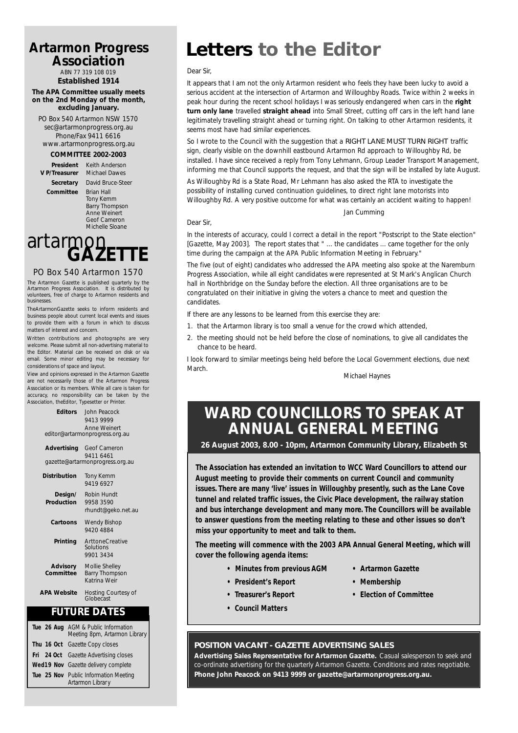## Artarmon Progress Association

ABN 77 319 108 019

**Established 1914**

**The APA Committee usually meets on the 2nd Monday of the month, excluding January.**

PO Box 540 Artarmon NSW 1570
sec@artarmonprogress.org.au
Phone/Fax 9411 6616
www.artarmonprogress.org.au

**COMMITTEE 2002-2003**

| | |
|---|---|
| **President** | Keith Anderson |
| **V P/Treasurer** | Michael Dawes |
| **Secretary** | David Bruce-Steer |
| **Committee** | Brian Hall, Tony Kemm, Barry Thompson, Anne Weinert, Geof Cameron, Michelle Sloane |

## artarmon GAZETTE

PO Box 540 Artarmon 1570

The Artarmon Gazette is published quarterly by the Artarmon Progress Association. It is distributed by volunteers, free of charge to Artarmon residents and businesses.

TheArtarmonGazette seeks to inform residents and business people about current local events and issues to provide them with a forum in which to discuss matters of interest and concern.

Written contributions and photographs are very welcome. Please submit all non-advertising material to the Editor. Material can be received on disk or via email. Some minor editing may be necessary for considerations of space and layout.

View and opinions expressed in the Artarmon Gazette are not necessarily those of the Artarmon Progress Association or its members. While all care is taken for accuracy, no responsibility can be taken by the Association, theEditor, Typesetter or Printer.

| | |
|---|---|
| **Editors** | John Peacock 9413 9999; Anne Weinert; editor@artarmonprogress.org.au |
| **Advertising** | Geof Cameron 9411 6461; gazette@artarmonprogress.org.au |
| **Distribution** | Tony Kemm 9419 6927 |
| **Design/ Production** | Robin Hundt 9958 3590 rhundt@geko.net.au |
| **Cartoons** | Wendy Bishop 9420 4884 |
| **Printing** | ArttoneCreative Solutions 9901 3434 |
| **Advisory Committee** | Mollie Shelley, Barry Thompson, Katrina Weir |
| **APA Website** | Hosting Courtesy of Globecast |

### FUTURE DATES

| | |
|---|---|
| **Tue 26 Aug** | AGM & Public Information Meeting 8pm, Artarmon Library |
| **Thu 16 Oct** | Gazette Copy closes |
| **Fri 24 Oct** | Gazette Advertising closes |
| **Wed19 Nov** | Gazette delivery complete |
| **Tue 25 Nov** | Public Information Meeting Artarmon Library |

# Letters to the Editor

Dear Sir,

It appears that I am not the only Artarmon resident who feels they have been lucky to avoid a serious accident at the intersection of Artarmon and Willoughby Roads. Twice within 2 weeks in peak hour during the recent school holidays I was seriously endangered when cars in the **right turn only lane** travelled **straight ahead** into Small Street, cutting off cars in the left hand lane legitimately travelling straight ahead or turning right. On talking to other Artarmon residents, it seems most have had similar experiences.

So I wrote to the Council with the suggestion that a RIGHT LANE MUST TURN RIGHT traffic sign, clearly visible on the downhill eastbound Artarmon Rd approach to Willoughby Rd, be installed. I have since received a reply from Tony Lehmann, Group Leader Transport Management, informing me that Council supports the request, and that the sign will be installed by late August.

As Willoughby Rd is a State Road, Mr Lehmann has also asked the RTA to investigate the possibility of installing curved continuation guidelines, to direct right lane motorists into Willoughby Rd. A very positive outcome for what was certainly an accident waiting to happen!

Jan Cumming

Dear Sir,

In the interests of accuracy, could I correct a detail in the report "Postscript to the State election" [Gazette, May 2003]. The report states that " ... the candidates ... came together for the only time during the campaign at the APA Public Information Meeting in February."

The five (out of eight) candidates who addressed the APA meeting also spoke at the Naremburn Progress Association, while all eight candidates were represented at St Mark's Anglican Church hall in Northbridge on the Sunday before the election. All three organisations are to be congratulated on their initiative in giving the voters a chance to meet and question the candidates.

If there are any lessons to be learned from this exercise they are:

1. that the Artarmon library is too small a venue for the crowd which attended,
2. the meeting should not be held before the close of nominations, to give all candidates the chance to be heard.

I look forward to similar meetings being held before the Local Government elections, due next March.

Michael Haynes

## WARD COUNCILLORS TO SPEAK AT ANNUAL GENERAL MEETING

**26 August 2003, 8.00 - 10pm, Artarmon Community Library, Elizabeth St**

**The Association has extended an invitation to WCC Ward Councillors to attend our August meeting to provide their comments on current Council and community issues. There are many 'live' issues in Willoughby presently, such as the Lane Cove tunnel and related traffic issues, the Civic Place development, the railway station and bus interchange development and many more. The Councillors will be available to answer questions from the meeting relating to these and other issues so don't miss your opportunity to meet and talk to them.**

**The meeting will commence with the 2003 APA Annual General Meeting, which will cover the following agenda items:**

- **Minutes from previous AGM**
- **President's Report**
- **Treasurer's Report**
- **Council Matters**
- **Artarmon Gazette**
- **Membership**
- **Election of Committee**

### POSITION VACANT - GAZETTE ADVERTISING SALES

**Advertising Sales Representative for Artarmon Gazette.** Casual salesperson to seek and co-ordinate advertising for the quarterly Artarmon Gazette. Conditions and rates negotiable. **Phone John Peacock on 9413 9999 or gazette@artarmonprogress.org.au.**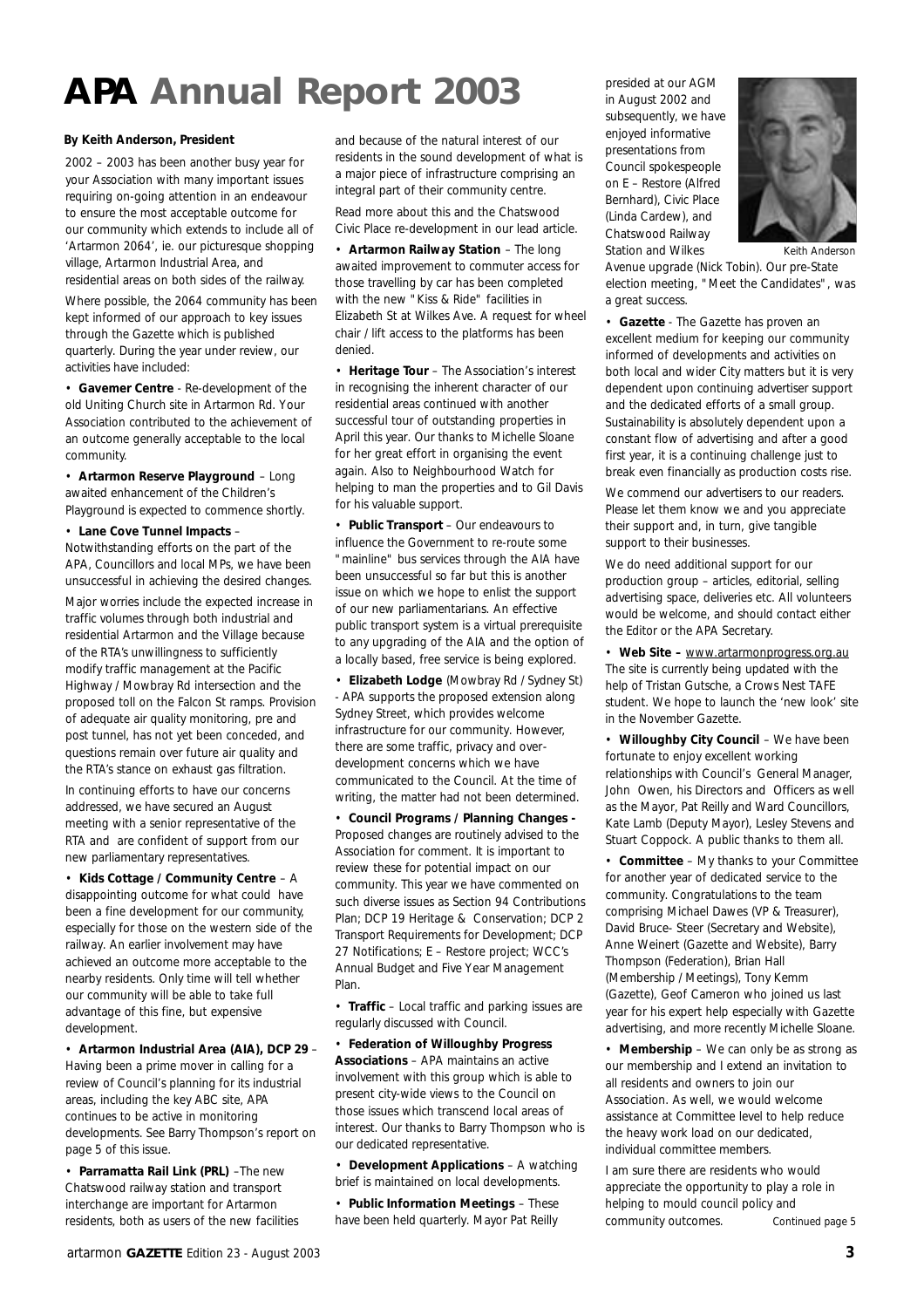# APA Annual Report 2003

**By Keith Anderson, President**

2002 – 2003 has been another busy year for your Association with many important issues requiring on-going attention in an endeavour to ensure the most acceptable outcome for our community which extends to include all of 'Artarmon 2064', ie. our picturesque shopping village, Artarmon Industrial Area, and residential areas on both sides of the railway.

Where possible, the 2064 community has been kept informed of our approach to key issues through the Gazette which is published quarterly. During the year under review, our activities have included:

• **Gavemer Centre** - Re-development of the old Uniting Church site in Artarmon Rd. Your Association contributed to the achievement of an outcome generally acceptable to the local community.

• **Artarmon Reserve Playground** – Long awaited enhancement of the Children's Playground is expected to commence shortly.

• **Lane Cove Tunnel Impacts** – Notwithstanding efforts on the part of the APA, Councillors and local MPs, we have been unsuccessful in achieving the desired changes.

Major worries include the expected increase in traffic volumes through both industrial and residential Artarmon and the Village because of the RTA's unwillingness to sufficiently modify traffic management at the Pacific Highway / Mowbray Rd intersection and the proposed toll on the Falcon St ramps. Provision of adequate air quality monitoring, pre and post tunnel, has not yet been conceded, and questions remain over future air quality and the RTA's stance on exhaust gas filtration.

In continuing efforts to have our concerns addressed, we have secured an August meeting with a senior representative of the RTA and are confident of support from our new parliamentary representatives.

• **Kids Cottage / Community Centre** – A disappointing outcome for what could have been a fine development for our community, especially for those on the western side of the railway. An earlier involvement may have achieved an outcome more acceptable to the nearby residents. Only time will tell whether our community will be able to take full advantage of this fine, but expensive development.

• **Artarmon Industrial Area (AIA), DCP 29** – Having been a prime mover in calling for a review of Council's planning for its industrial areas, including the key ABC site, APA continues to be active in monitoring developments. See Barry Thompson's report on page 5 of this issue.

• **Parramatta Rail Link (PRL)** –The new Chatswood railway station and transport interchange are important for Artarmon residents, both as users of the new facilities and because of the natural interest of our residents in the sound development of what is a major piece of infrastructure comprising an integral part of their community centre.

Read more about this and the Chatswood Civic Place re-development in our lead article.

• **Artarmon Railway Station** – The long awaited improvement to commuter access for those travelling by car has been completed with the new "Kiss & Ride" facilities in Elizabeth St at Wilkes Ave. A request for wheel chair / lift access to the platforms has been denied.

• **Heritage Tour** – The Association's interest in recognising the inherent character of our residential areas continued with another successful tour of outstanding properties in April this year. Our thanks to Michelle Sloane for her great effort in organising the event again. Also to Neighbourhood Watch for helping to man the properties and to Gil Davis for his valuable support.

• **Public Transport** – Our endeavours to influence the Government to re-route some "mainline" bus services through the AIA have been unsuccessful so far but this is another issue on which we hope to enlist the support of our new parliamentarians. An effective public transport system is a virtual prerequisite to any upgrading of the AIA and the option of a locally based, free service is being explored.

• **Elizabeth Lodge** (Mowbray Rd / Sydney St) - APA supports the proposed extension along Sydney Street, which provides welcome infrastructure for our community. However, there are some traffic, privacy and over-development concerns which we have communicated to the Council. At the time of writing, the matter had not been determined.

• **Council Programs / Planning Changes -** Proposed changes are routinely advised to the Association for comment. It is important to review these for potential impact on our community. This year we have commented on such diverse issues as Section 94 Contributions Plan; DCP 19 Heritage & Conservation; DCP 2 Transport Requirements for Development; DCP 27 Notifications; E – Restore project; WCC's Annual Budget and Five Year Management Plan.

• **Traffic** – Local traffic and parking issues are regularly discussed with Council.

• **Federation of Willoughby Progress Associations** – APA maintains an active involvement with this group which is able to present city-wide views to the Council on those issues which transcend local areas of interest. Our thanks to Barry Thompson who is our dedicated representative.

• **Development Applications** – A watching brief is maintained on local developments.

• **Public Information Meetings** – These have been held quarterly. Mayor Pat Reilly presided at our AGM in August 2002 and subsequently, we have enjoyed informative presentations from Council spokespeople on E – Restore (Alfred Bernhard), Civic Place (Linda Cardew), and Chatswood Railway Station and Wilkes Avenue upgrade (Nick Tobin). Our pre-State election meeting, "Meet the Candidates", was a great success.

Keith Anderson

• **Gazette** - The Gazette has proven an excellent medium for keeping our community informed of developments and activities on both local and wider City matters but it is very dependent upon continuing advertiser support and the dedicated efforts of a small group. Sustainability is absolutely dependent upon a constant flow of advertising and after a good first year, it is a continuing challenge just to break even financially as production costs rise.

We commend our advertisers to our readers. Please let them know we and you appreciate their support and, in turn, give tangible support to their businesses.

We do need additional support for our production group – articles, editorial, selling advertising space, deliveries etc. All volunteers would be welcome, and should contact either the Editor or the APA Secretary.

• **Web Site –** www.artarmonprogress.org.au The site is currently being updated with the help of Tristan Gutsche, a Crows Nest TAFE student. We hope to launch the 'new look' site in the November Gazette.

• **Willoughby City Council** – We have been fortunate to enjoy excellent working relationships with Council's General Manager, John Owen, his Directors and Officers as well as the Mayor, Pat Reilly and Ward Councillors, Kate Lamb (Deputy Mayor), Lesley Stevens and Stuart Coppock. A public thanks to them all.

• **Committee** – My thanks to your Committee for another year of dedicated service to the community. Congratulations to the team comprising Michael Dawes (VP & Treasurer), David Bruce- Steer (Secretary and Website), Anne Weinert (Gazette and Website), Barry Thompson (Federation), Brian Hall (Membership / Meetings), Tony Kemm (Gazette), Geof Cameron who joined us last year for his expert help especially with Gazette advertising, and more recently Michelle Sloane.

• **Membership** – We can only be as strong as our membership and I extend an invitation to all residents and owners to join our Association. As well, we would welcome assistance at Committee level to help reduce the heavy work load on our dedicated, individual committee members.

I am sure there are residents who would appreciate the opportunity to play a role in helping to mould council policy and community outcomes. *Continued page 5*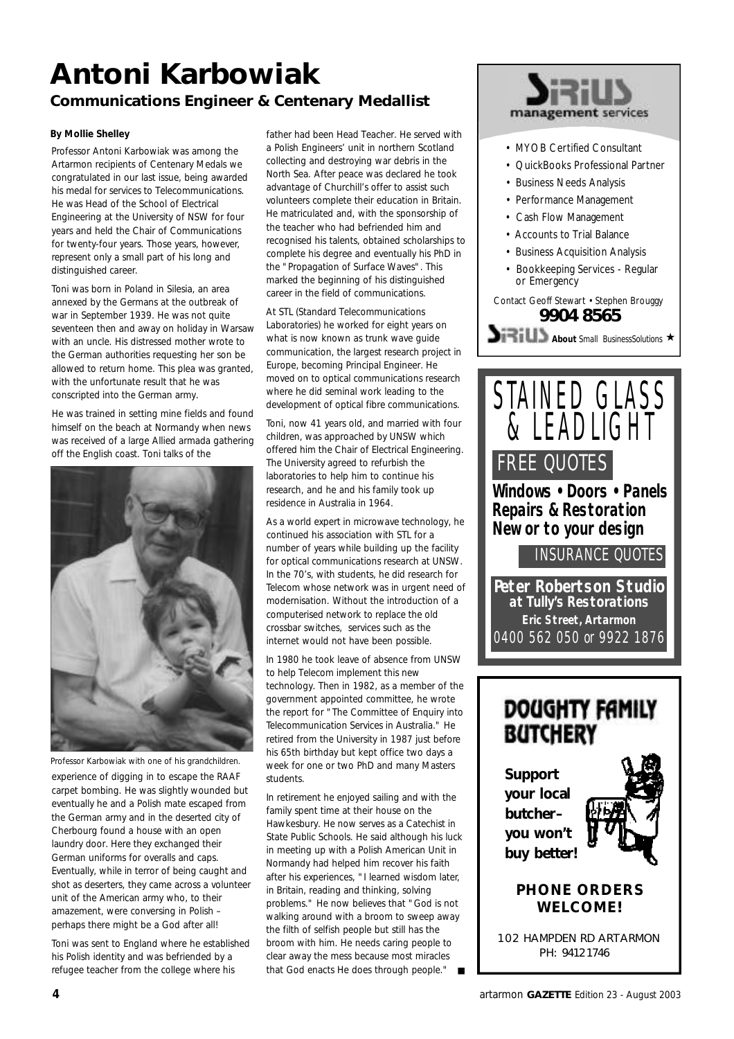# Antoni Karbowiak

## Communications Engineer & Centenary Medallist

**By Mollie Shelley**

Professor Antoni Karbowiak was among the Artarmon recipients of Centenary Medals we congratulated in our last issue, being awarded his medal for services to Telecommunications. He was Head of the School of Electrical Engineering at the University of NSW for four years and held the Chair of Communications for twenty-four years. Those years, however, represent only a small part of his long and distinguished career.

Toni was born in Poland in Silesia, an area annexed by the Germans at the outbreak of war in September 1939. He was not quite seventeen then and away on holiday in Warsaw with an uncle. His distressed mother wrote to the German authorities requesting her son be allowed to return home. This plea was granted, with the unfortunate result that he was conscripted into the German army.

He was trained in setting mine fields and found himself on the beach at Normandy when news was received of a large Allied armada gathering off the English coast. Toni talks of the experience of digging in to escape the RAAF carpet bombing. He was slightly wounded but eventually he and a Polish mate escaped from the German army and in the deserted city of Cherbourg found a house with an open laundry door. Here they exchanged their German uniforms for overalls and caps. Eventually, while in terror of being caught and shot as deserters, they came across a volunteer unit of the American army who, to their amazement, were conversing in Polish – perhaps there might be a God after all!

Professor Karbowiak with one of his grandchildren.

Toni was sent to England where he established his Polish identity and was befriended by a refugee teacher from the college where his father had been Head Teacher. He served with a Polish Engineers' unit in northern Scotland collecting and destroying war debris in the North Sea. After peace was declared he took advantage of Churchill's offer to assist such volunteers complete their education in Britain. He matriculated and, with the sponsorship of the teacher who had befriended him and recognised his talents, obtained scholarships to complete his degree and eventually his PhD in the "Propagation of Surface Waves". This marked the beginning of his distinguished career in the field of communications.

At STL (Standard Telecommunications Laboratories) he worked for eight years on what is now known as trunk wave guide communication, the largest research project in Europe, becoming Principal Engineer. He moved on to optical communications research where he did seminal work leading to the development of optical fibre communications.

Toni, now 41 years old, and married with four children, was approached by UNSW which offered him the Chair of Electrical Engineering. The University agreed to refurbish the laboratories to help him to continue his research, and he and his family took up residence in Australia in 1964.

As a world expert in microwave technology, he continued his association with STL for a number of years while building up the facility for optical communications research at UNSW. In the 70's, with students, he did research for Telecom whose network was in urgent need of modernisation. Without the introduction of a computerised network to replace the old crossbar switches, services such as the internet would not have been possible.

In 1980 he took leave of absence from UNSW to help Telecom implement this new technology. Then in 1982, as a member of the government appointed committee, he wrote the report for "The Committee of Enquiry into Telecommunication Services in Australia." He retired from the University in 1987 just before his 65th birthday but kept office two days a week for one or two PhD and many Masters students.

In retirement he enjoyed sailing and with the family spent time at their house on the Hawkesbury. He now serves as a Catechist in State Public Schools. He said although his luck in meeting up with a Polish American Unit in Normandy had helped him recover his faith after his experiences, "I learned wisdom later, in Britain, reading and thinking, solving problems." He now believes that "God is not walking around with a broom to sweep away the filth of selfish people but still has the broom with him. He needs caring people to clear away the mess because most miracles that God enacts He does through people." ■

---

**Sirius management services**

- MYOB Certified Consultant
- QuickBooks Professional Partner
- Business Needs Analysis
- Performance Management
- Cash Flow Management
- Accounts to Trial Balance
- Business Acquisition Analysis
- Bookkeeping Services - Regular or Emergency

Contact Geoff Stewart • Stephen Brouggy

**9904 8565**

Sirius **About** Small BusinessSolutions ★

---

# STAINED GLASS & LEADLIGHT

FREE QUOTES

**Windows • Doors • Panels**
**Repairs & Restoration**
**New or to your design**

INSURANCE QUOTES

**Peter Robertson Studio**
**at Tully's Restorations**
**Eric Street, Artarmon**
0400 562 050 or 9922 1876

---

# DOUGHTY FAMILY BUTCHERY

**Support your local butcher– you won't buy better!**

**PHONE ORDERS WELCOME!**

102 HAMPDEN RD ARTARMON
PH: 94121746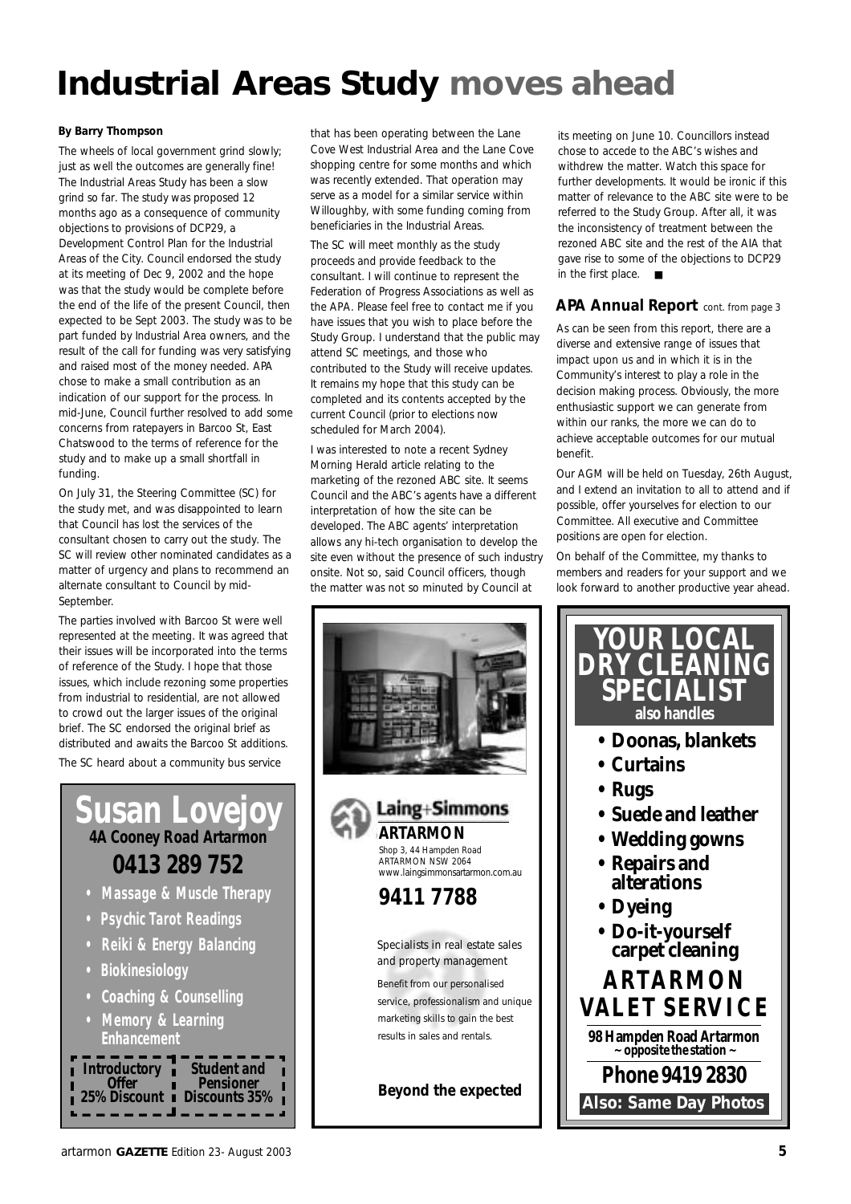# Industrial Areas Study moves ahead

**By Barry Thompson**

The wheels of local government grind slowly; just as well the outcomes are generally fine! The Industrial Areas Study has been a slow grind so far. The study was proposed 12 months ago as a consequence of community objections to provisions of DCP29, a Development Control Plan for the Industrial Areas of the City. Council endorsed the study at its meeting of Dec 9, 2002 and the hope was that the study would be complete before the end of the life of the present Council, then expected to be Sept 2003. The study was to be part funded by Industrial Area owners, and the result of the call for funding was very satisfying and raised most of the money needed. APA chose to make a small contribution as an indication of our support for the process. In mid-June, Council further resolved to add some concerns from ratepayers in Barcoo St, East Chatswood to the terms of reference for the study and to make up a small shortfall in funding.

On July 31, the Steering Committee (SC) for the study met, and was disappointed to learn that Council has lost the services of the consultant chosen to carry out the study. The SC will review other nominated candidates as a matter of urgency and plans to recommend an alternate consultant to Council by mid-September.

The parties involved with Barcoo St were well represented at the meeting. It was agreed that their issues will be incorporated into the terms of reference of the Study. I hope that those issues, which include rezoning some properties from industrial to residential, are not allowed to crowd out the larger issues of the original brief. The SC endorsed the original brief as distributed and awaits the Barcoo St additions.

The SC heard about a community bus service that has been operating between the Lane Cove West Industrial Area and the Lane Cove shopping centre for some months and which was recently extended. That operation may serve as a model for a similar service within Willoughby, with some funding coming from beneficiaries in the Industrial Areas.

The SC will meet monthly as the study proceeds and provide feedback to the consultant. I will continue to represent the Federation of Progress Associations as well as the APA. Please feel free to contact me if you have issues that you wish to place before the Study Group. I understand that the public may attend SC meetings, and those who contributed to the Study will receive updates. It remains my hope that this study can be completed and its contents accepted by the current Council (prior to elections now scheduled for March 2004).

I was interested to note a recent Sydney Morning Herald article relating to the marketing of the rezoned ABC site. It seems Council and the ABC's agents have a different interpretation of how the site can be developed. The ABC agents' interpretation allows any hi-tech organisation to develop the site even without the presence of such industry onsite. Not so, said Council officers, though the matter was not so minuted by Council at its meeting on June 10. Councillors instead chose to accede to the ABC's wishes and withdrew the matter. Watch this space for further developments. It would be ironic if this matter of relevance to the ABC site were to be referred to the Study Group. After all, it was the inconsistency of treatment between the rezoned ABC site and the rest of the AIA that gave rise to some of the objections to DCP29 in the first place. ■

## APA Annual Report cont. from page 3

As can be seen from this report, there are a diverse and extensive range of issues that impact upon us and in which it is in the Community's interest to play a role in the decision making process. Obviously, the more enthusiastic support we can generate from within our ranks, the more we can do to achieve acceptable outcomes for our mutual benefit.

Our AGM will be held on Tuesday, 26th August, and I extend an invitation to all to attend and if possible, offer yourselves for election to our Committee. All executive and Committee positions are open for election.

On behalf of the Committee, my thanks to members and readers for your support and we look forward to another productive year ahead.

---

**Susan Lovejoy**
**4A Cooney Road Artarmon**
**0413 289 752**

- Massage & Muscle Therapy
- Psychic Tarot Readings
- Reiki & Energy Balancing
- Biokinesiology
- Coaching & Counselling
- Memory & Learning Enhancement

| Introductory Offer 25% Discount | Student and Pensioner Discounts 35% |
|---|---|

---

**Laing+Simmons ARTARMON**
Shop 3, 44 Hampden Road
ARTARMON NSW 2064
www.laingsimmonsartarmon.com.au

**9411 7788**

Specialists in real estate sales and property management

Benefit from our personalised service, professionalism and unique marketing skills to gain the best results in sales and rentals.

**Beyond the expected**

---

**YOUR LOCAL DRY CLEANING SPECIALIST**
**also handles**

- Doonas, blankets
- Curtains
- Rugs
- Suede and leather
- Wedding gowns
- Repairs and alterations
- Dyeing
- Do-it-yourself carpet cleaning

**ARTARMON VALET SERVICE**
**98 Hampden Road Artarmon**
**~ opposite the station ~**
**Phone 9419 2830**
**Also: Same Day Photos**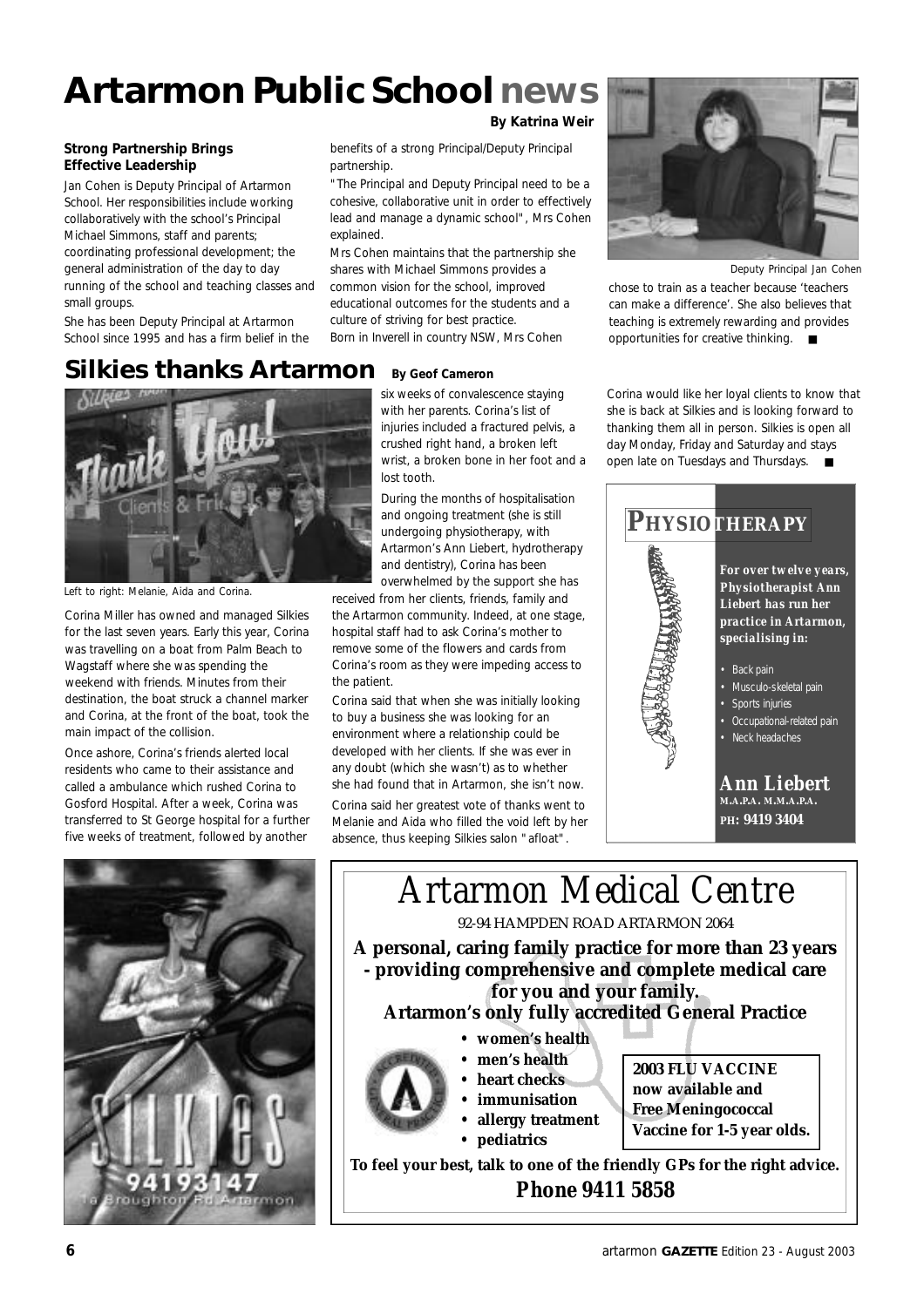# Artarmon Public School news

**By Katrina Weir**

### Strong Partnership Brings Effective Leadership

Jan Cohen is Deputy Principal of Artarmon School. Her responsibilities include working collaboratively with the school's Principal Michael Simmons, staff and parents; coordinating professional development; the general administration of the day to day running of the school and teaching classes and small groups.

She has been Deputy Principal at Artarmon School since 1995 and has a firm belief in the benefits of a strong Principal/Deputy Principal partnership.

"The Principal and Deputy Principal need to be a cohesive, collaborative unit in order to effectively lead and manage a dynamic school", Mrs Cohen explained.

Mrs Cohen maintains that the partnership she shares with Michael Simmons provides a common vision for the school, improved educational outcomes for the students and a culture of striving for best practice.

Born in Inverell in country NSW, Mrs Cohen chose to train as a teacher because 'teachers can make a difference'. She also believes that teaching is extremely rewarding and provides opportunities for creative thinking. ■

Deputy Principal Jan Cohen

# Silkies thanks Artarmon

**By Geof Cameron**

Left to right: Melanie, Aida and Corina.

Corina Miller has owned and managed Silkies for the last seven years. Early this year, Corina was travelling on a boat from Palm Beach to Wagstaff where she was spending the weekend with friends. Minutes from their destination, the boat struck a channel marker and Corina, at the front of the boat, took the main impact of the collision.

Once ashore, Corina's friends alerted local residents who came to their assistance and called a ambulance which rushed Corina to Gosford Hospital. After a week, Corina was transferred to St George hospital for a further five weeks of treatment, followed by another six weeks of convalescence staying with her parents. Corina's list of injuries included a fractured pelvis, a crushed right hand, a broken left wrist, a broken bone in her foot and a lost tooth.

During the months of hospitalisation and ongoing treatment (she is still undergoing physiotherapy, with Artarmon's Ann Liebert, hydrotherapy and dentistry), Corina has been overwhelmed by the support she has received from her clients, friends, family and the Artarmon community. Indeed, at one stage, hospital staff had to ask Corina's mother to remove some of the flowers and cards from Corina's room as they were impeding access to the patient.

Corina said that when she was initially looking to buy a business she was looking for an environment where a relationship could be developed with her clients. If she was ever in any doubt (which she wasn't) as to whether she had found that in Artarmon, she isn't now.

Corina said her greatest vote of thanks went to Melanie and Aida who filled the void left by her absence, thus keeping Silkies salon "afloat".

Corina would like her loyal clients to know that she is back at Silkies and is looking forward to thanking them all in person. Silkies is open all day Monday, Friday and Saturday and stays open late on Tuesdays and Thursdays. ■

---

## PHYSIOTHERAPY

***For over twelve years, Physiotherapist Ann Liebert has run her practice in Artarmon, specialising in:***

- Back pain
- Musculo-skeletal pain
- Sports injuries
- Occupational-related pain
- Neck headaches

**Ann Liebert**
M.A.P.A., M.M.A.P.A.
**PH: 9419 3404**

---

SILKIES
94193147
1a Broughton Rd Artarmon

---

# Artarmon Medical Centre

92-94 HAMPDEN ROAD ARTARMON 2064

**A personal, caring family practice for more than 23 years - providing comprehensive and complete medical care for you and your family.**

**Artarmon's only fully accredited General Practice**

- **women's health**
- **men's health**
- **heart checks**
- **immunisation**
- **allergy treatment**
- **pediatrics**

**2003 FLU VACCINE now available and Free Meningococcal Vaccine for 1-5 year olds.**

**To feel your best, talk to one of the friendly GPs for the right advice.**

**Phone 9411 5858**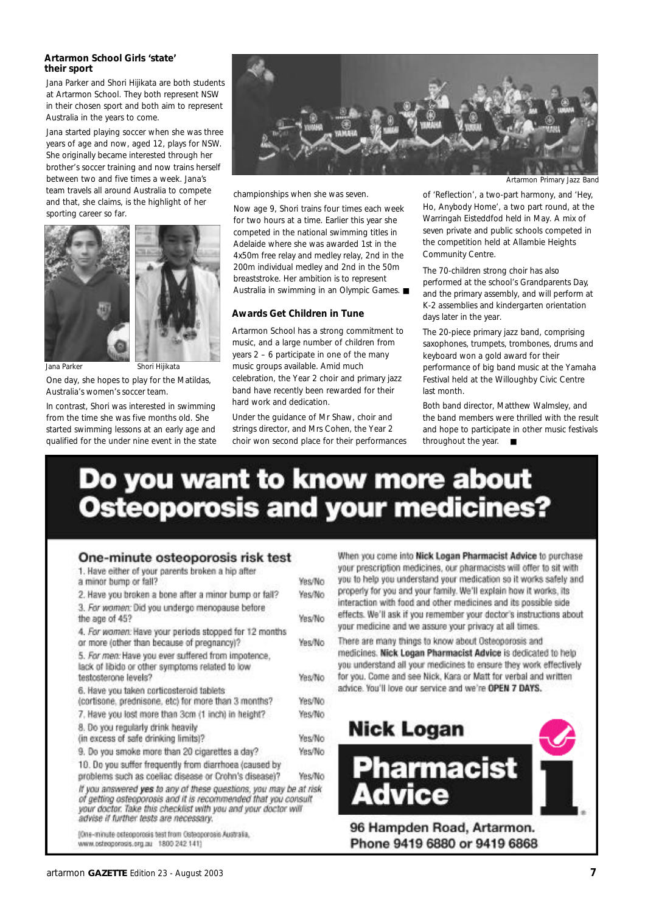### Artarmon School Girls 'state' their sport

Jana Parker and Shori Hijikata are both students at Artarmon School. They both represent NSW in their chosen sport and both aim to represent Australia in the years to come.

Jana started playing soccer when she was three years of age and now, aged 12, plays for NSW. She originally became interested through her brother's soccer training and now trains herself between two and five times a week. Jana's team travels all around Australia to compete and that, she claims, is the highlight of her sporting career so far.

Jana Parker

Shori Hijikata

One day, she hopes to play for the Matildas, Australia's women's soccer team.

In contrast, Shori was interested in swimming from the time she was five months old. She started swimming lessons at an early age and qualified for the under nine event in the state championships when she was seven.

Now age 9, Shori trains four times each week for two hours at a time. Earlier this year she competed in the national swimming titles in Adelaide where she was awarded 1st in the 4x50m free relay and medley relay, 2nd in the 200m individual medley and 2nd in the 50m breaststroke. Her ambition is to represent Australia in swimming in an Olympic Games. ■

Artarmon Primary Jazz Band

### Awards Get Children in Tune

Artarmon School has a strong commitment to music, and a large number of children from years 2 – 6 participate in one of the many music groups available. Amid much celebration, the Year 2 choir and primary jazz band have recently been rewarded for their hard work and dedication.

Under the guidance of Mr Shaw, choir and strings director, and Mrs Cohen, the Year 2 choir won second place for their performances of 'Reflection', a two-part harmony, and 'Hey, Ho, Anybody Home', a two part round, at the Warringah Eisteddfod held in May. A mix of seven private and public schools competed in the competition held at Allambie Heights Community Centre.

The 70-children strong choir has also performed at the school's Grandparents Day, and the primary assembly, and will perform at K-2 assemblies and kindergarten orientation days later in the year.

The 20-piece primary jazz band, comprising saxophones, trumpets, trombones, drums and keyboard won a gold award for their performance of big band music at the Yamaha Festival held at the Willoughby Civic Centre last month.

Both band director, Matthew Walmsley, and the band members were thrilled with the result and hope to participate in other music festivals throughout the year. ■

# Do you want to know more about Osteoporosis and your medicines?

## One-minute osteoporosis risk test

| Question | |
|---|---|
| 1. Have either of your parents broken a hip after a minor bump or fall? | Yes/No |
| 2. Have you broken a bone after a minor bump or fall? | Yes/No |
| 3. *For women:* Did you undergo menopause before the age of 45? | Yes/No |
| 4. *For women:* Have your periods stopped for 12 months or more (other than because of pregnancy)? | Yes/No |
| 5. *For men:* Have you ever suffered from impotence, lack of libido or other symptoms related to low testosterone levels? | Yes/No |
| 6. Have you taken corticosteroid tablets (cortisone, prednisone, etc) for more than 3 months? | Yes/No |
| 7. Have you lost more than 3cm (1 inch) in height? | Yes/No |
| 8. Do you regularly drink heavily (in excess of safe drinking limits)? | Yes/No |
| 9. Do you smoke more than 20 cigarettes a day? | Yes/No |
| 10. Do you suffer frequently from diarrhoea (caused by problems such as coeliac disease or Crohn's disease)? | Yes/No |

*If you answered **yes** to any of these questions, you may be at risk of getting osteoporosis and it is recommended that you consult your doctor. Take this checklist with you and your doctor will advise if further tests are necessary.*

[One-minute osteoporosis test from Osteoporosis Australia, www.osteoporosis.org.au 1800 242 141]

When you come into **Nick Logan Pharmacist Advice** to purchase your prescription medicines, our pharmacists will offer to sit with you to help you understand your medication so it works safely and properly for you and your family. We'll explain how it works, its interaction with food and other medicines and its possible side effects. We'll ask if you remember your doctor's instructions about your medicine and we assure your privacy at all times.

There are many things to know about Osteoporosis and medicines. **Nick Logan Pharmacist Advice** is dedicated to help you understand your medicines to ensure they work effectively for you. Come and see Nick, Kara or Matt for verbal and written advice. You'll love our service and we're **OPEN 7 DAYS.**

**Nick Logan Pharmacist Advice**

**96 Hampden Road, Artarmon.**
**Phone 9419 6880 or 9419 6868**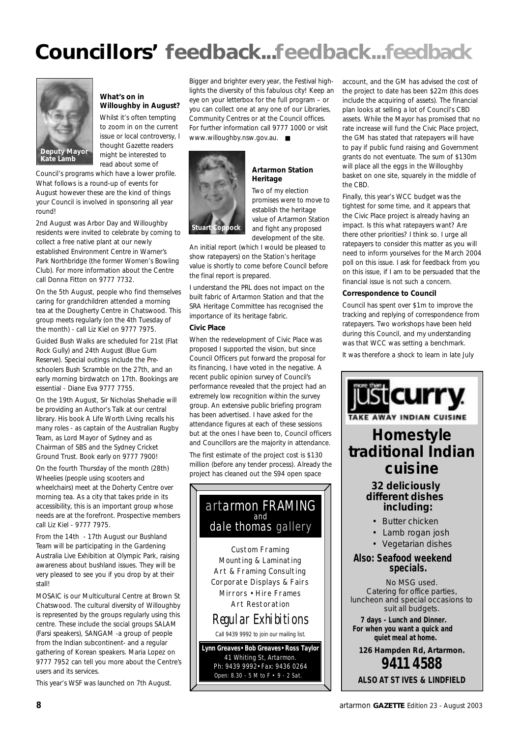# Councillors' feedback...feedback...feedback

Deputy Mayor Kate Lamb

### What's on in Willoughby in August?

Whilst it's often tempting to zoom in on the current issue or local controversy, I thought Gazette readers might be interested to read about some of Council's programs which have a lower profile. What follows is a round-up of events for August however these are the kind of things your Council is involved in sponsoring all year round!

2nd August was Arbor Day and Willoughby residents were invited to celebrate by coming to collect a free native plant at our newly established Environment Centre in Warner's Park Northbridge (the former Women's Bowling Club). For more information about the Centre call Donna Fitton on 9777 7732.

On the 5th August, people who find themselves caring for grandchildren attended a morning tea at the Dougherty Centre in Chatswood. This group meets regularly (on the 4th Tuesday of the month) - call Liz Kiel on 9777 7975.

Guided Bush Walks are scheduled for 21st (Flat Rock Gully) and 24th August (Blue Gum Reserve). Special outings include the Pre-schoolers Bush Scramble on the 27th, and an early morning birdwatch on 17th. Bookings are essential - Diane Eva 9777 7755.

On the 19th August, Sir Nicholas Shehadie will be providing an Author's Talk at our central library. His book A Life Worth Living recalls his many roles - as captain of the Australian Rugby Team, as Lord Mayor of Sydney and as Chairman of SBS and the Sydney Cricket Ground Trust. Book early on 9777 7900!

On the fourth Thursday of the month (28th) Wheelies (people using scooters and wheelchairs) meet at the Doherty Centre over morning tea. As a city that takes pride in its accessibility, this is an important group whose needs are at the forefront. Prospective members call Liz Kiel - 9777 7975.

From the 14th - 17th August our Bushland Team will be participating in the Gardening Australia Live Exhibition at Olympic Park, raising awareness about bushland issues. They will be very pleased to see you if you drop by at their stall!

MOSAIC is our Multicultural Centre at Brown St Chatswood. The cultural diversity of Willoughby is represented by the groups regularly using this centre. These include the social groups SALAM (Farsi speakers), SANGAM -a group of people from the Indian subcontinent- and a regular gathering of Korean speakers. Maria Lopez on 9777 7952 can tell you more about the Centre's users and its services.

This year's WSF was launched on 7th August. Bigger and brighter every year, the Festival highlights the diversity of this fabulous city! Keep an eye on your letterbox for the full program – or you can collect one at any one of our Libraries, Community Centres or at the Council offices. For further information call 9777 1000 or visit www.willoughby.nsw.gov.au. ■

Stuart Coppock

### Artarmon Station Heritage

Two of my election promises were to move to establish the heritage value of Artarmon Station and fight any proposed development of the site.

An initial report (which I would be pleased to show ratepayers) on the Station's heritage value is shortly to come before Council before the final report is prepared.

I understand the PRL does not impact on the built fabric of Artarmon Station and that the SRA Heritage Committee has recognised the importance of its heritage fabric.

**Civic Place**

When the redevelopment of Civic Place was proposed I supported the vision, but since Council Officers put forward the proposal for its financing, I have voted in the negative. A recent public opinion survey of Council's performance revealed that the project had an extremely low recognition within the survey group. An extensive public briefing program has been advertised. I have asked for the attendance figures at each of these sessions but at the ones I have been to, Council officers and Councillors are the majority in attendance.

The first estimate of the project cost is $130 million (before any tender process). Already the project has cleaned out the S94 open space account, and the GM has advised the cost of the project to date has been $22m (this does include the acquiring of assets). The financial plan looks at selling a lot of Council's CBD assets. While the Mayor has promised that no rate increase will fund the Civic Place project, the GM has stated that ratepayers will have to pay if public fund raising and Government grants do not eventuate. The sum of $130m will place all the eggs in the Willoughby basket on one site, squarely in the middle of the CBD.

Finally, this year's WCC budget was the tightest for some time, and it appears that the Civic Place project is already having an impact. Is this what ratepayers want? Are there other priorities? I think so. I urge all ratepayers to consider this matter as you will need to inform yourselves for the March 2004 poll on this issue. I ask for feedback from you on this issue, if I am to be persuaded that the financial issue is not such a concern.

**Correspondence to Council**

Council has spent over $1m to improve the tracking and replying of correspondence from ratepayers. Two workshops have been held during this Council, and my understanding was that WCC was setting a benchmark.

It was therefore a shock to learn in late July

---

**artarmon FRAMING and dale thomas gallery**

Custom Framing
Mounting & Laminating
Art & Framing Consulting
Corporate Displays & Fairs
Mirrors • Hire Frames
Art Restoration

*Regular Exhibitions*

Call 9439 9992 to join our mailing list.

**Lynn Greaves • Bob Greaves • Ross Taylor**
41 Whiting St, Artarmon.
Ph: 9439 9992 • Fax: 9436 0264
Open: 8.30 - 5 M to F • 9 - 2 Sat.

---

**more than just curry.**
TAKE AWAY INDIAN CUISINE

## Homestyle traditional Indian cuisine

**32 deliciously different dishes including:**

- Butter chicken
- Lamb rogan josh
- Vegetarian dishes

**Also: Seafood weekend specials.**

No MSG used.
Catering for office parties, luncheon and special occasions to suit all budgets.

**7 days - Lunch and Dinner. For when you want a quick and quiet meal at home.**

**126 Hampden Rd, Artarmon.**
**9411 4588**

**ALSO AT ST IVES & LINDFIELD**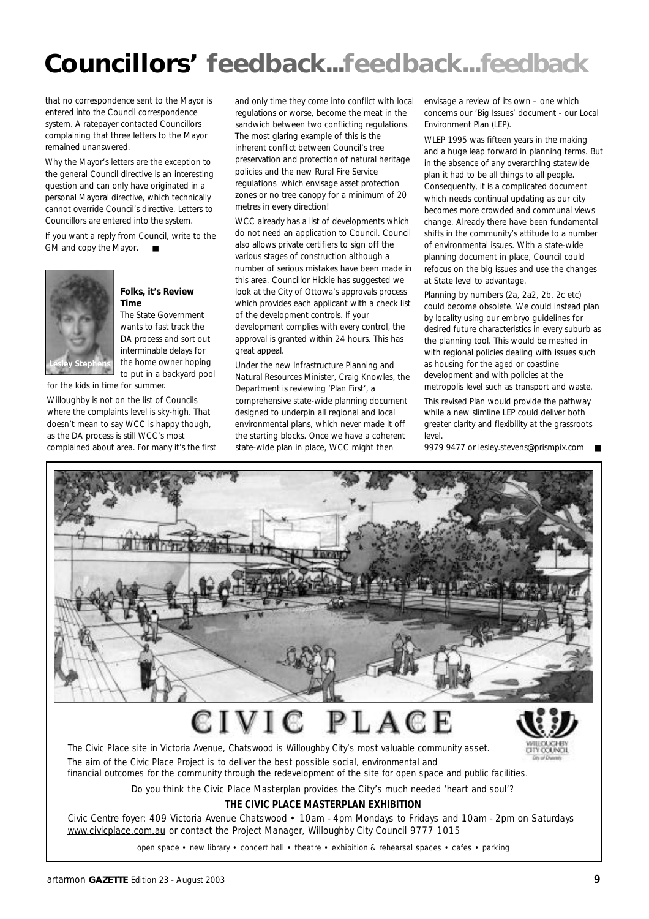# Councillors' feedback...feedback...feedback

that no correspondence sent to the Mayor is entered into the Council correspondence system. A ratepayer contacted Councillors complaining that three letters to the Mayor remained unanswered.

Why the Mayor's letters are the exception to the general Council directive is an interesting question and can only have originated in a personal Mayoral directive, which technically cannot override Council's directive. Letters to Councillors are entered into the system.

If you want a reply from Council, write to the GM and copy the Mayor. ■

Lesley Stephens

**Folks, it's Review Time**

The State Government wants to fast track the DA process and sort out interminable delays for the home owner hoping to put in a backyard pool for the kids in time for summer.

Willoughby is not on the list of Councils where the complaints level is sky-high. That doesn't mean to say WCC is happy though, as the DA process is still WCC's most complained about area. For many it's the first and only time they come into conflict with local regulations or worse, become the meat in the sandwich between two conflicting regulations. The most glaring example of this is the inherent conflict between Council's tree preservation and protection of natural heritage policies and the new Rural Fire Service regulations which envisage asset protection zones or no tree canopy for a minimum of 20 metres in every direction!

WCC already has a list of developments which do not need an application to Council. Council also allows private certifiers to sign off the various stages of construction although a number of serious mistakes have been made in this area. Councillor Hickie has suggested we look at the City of Ottowa's approvals process which provides each applicant with a check list of the development controls. If your development complies with every control, the approval is granted within 24 hours. This has great appeal.

Under the new Infrastructure Planning and Natural Resources Minister, Craig Knowles, the Department is reviewing 'Plan First', a comprehensive state-wide planning document designed to underpin all regional and local environmental plans, which never made it off the starting blocks. Once we have a coherent state-wide plan in place, WCC might then envisage a review of its own – one which concerns our 'Big Issues' document - our Local Environment Plan (LEP).

WLEP 1995 was fifteen years in the making and a huge leap forward in planning terms. But in the absence of any overarching statewide plan it had to be all things to all people. Consequently, it is a complicated document which needs continual updating as our city becomes more crowded and communal views change. Already there have been fundamental shifts in the community's attitude to a number of environmental issues. With a state-wide planning document in place, Council could refocus on the big issues and use the changes at State level to advantage.

Planning by numbers (2a, 2a2, 2b, 2c etc) could become obsolete. We could instead plan by locality using our embryo guidelines for desired future characteristics in every suburb as the planning tool. This would be meshed in with regional policies dealing with issues such as housing for the aged or coastline development and with policies at the metropolis level such as transport and waste.

This revised Plan would provide the pathway while a new slimline LEP could deliver both greater clarity and flexibility at the grassroots level.

9979 9477 or lesley.stevens@prismpix.com ■

---

# CIVIC PLACE

Willoughby City Council

The Civic Place site in Victoria Avenue, Chatswood is Willoughby City's most valuable community asset.

The aim of the Civic Place Project is to deliver the best possible social, environmental and financial outcomes for the community through the redevelopment of the site for open space and public facilities.

Do you think the Civic Place Masterplan provides the City's much needed 'heart and soul'?

**THE CIVIC PLACE MASTERPLAN EXHIBITION**

Civic Centre foyer: 409 Victoria Avenue Chatswood • 10am - 4pm Mondays to Fridays and 10am - 2pm on Saturdays
www.civicplace.com.au or contact the Project Manager, Willoughby City Council 9777 1015

open space • new library • concert hall • theatre • exhibition & rehearsal spaces • cafes • parking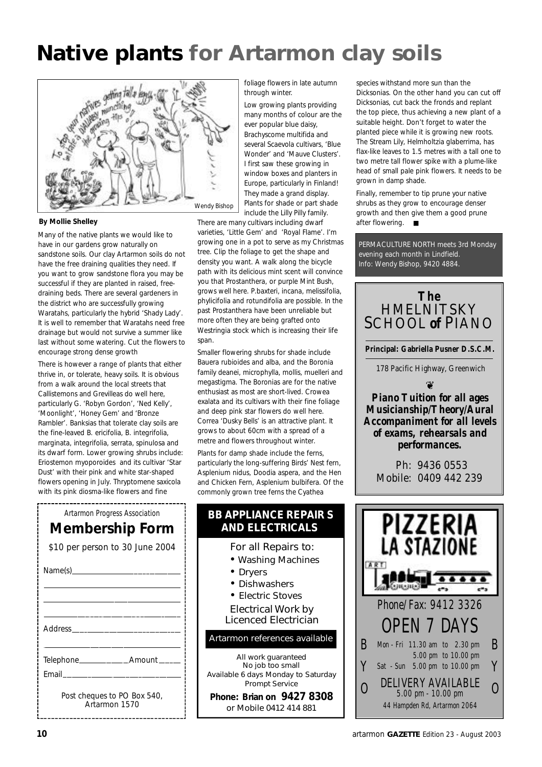# Native plants for Artarmon clay soils

Wendy Bishop

**By Mollie Shelley**

Many of the native plants we would like to have in our gardens grow naturally on sandstone soils. Our clay Artarmon soils do not have the free draining qualities they need. If you want to grow sandstone flora you may be successful if they are planted in raised, free-draining beds. There are several gardeners in the district who are successfully growing Waratahs, particularly the hybrid 'Shady Lady'. It is well to remember that Waratahs need free drainage but would not survive a summer like last without some watering. Cut the flowers to encourage strong dense growth

There is however a range of plants that either thrive in, or tolerate, heavy soils. It is obvious from a walk around the local streets that Callistemons and Grevilleas do well here, particularly G. 'Robyn Gordon', 'Ned Kelly', 'Moonlight', 'Honey Gem' and 'Bronze Rambler'. Banksias that tolerate clay soils are the fine-leaved B. ericifolia, B. integrifolia, marginata, integrifolia, serrata, spinulosa and its dwarf form. Lower growing shrubs include: Eriostemon myoporoides and its cultivar 'Star Dust' with their pink and white star-shaped flowers opening in July. Thryptomene saxicola with its pink diosma-like flowers and fine foliage flowers in late autumn through winter.

Low growing plants providing many months of colour are the ever popular blue daisy, Brachyscome multifida and several Scaevola cultivars, 'Blue Wonder' and 'Mauve Clusters'. I first saw these growing in window boxes and planters in Europe, particularly in Finland! They made a grand display. Plants for shade or part shade include the Lilly Pilly family. There are many cultivars including dwarf varieties, 'Little Gem' and 'Royal Flame'. I'm growing one in a pot to serve as my Christmas tree. Clip the foliage to get the shape and density you want. A walk along the bicycle path with its delicious mint scent will convince you that Prostanthera, or purple Mint Bush, grows well here. P.baxteri, incana, melissifolia, phylicifolia and rotundifolia are possible. In the past Prostanthera have been unreliable but more often they are being grafted onto Westringia stock which is increasing their life span.

Smaller flowering shrubs for shade include Bauera rubioides and alba, and the Boronia family deanei, microphylla, mollis, muelleri and megastigma. The Boronias are for the native enthusiast as most are short-lived. Crowea exalata and its cultivars with their fine foliage and deep pink star flowers do well here. Correa 'Dusky Bells' is an attractive plant. It grows to about 60cm with a spread of a metre and flowers throughout winter.

Plants for damp shade include the ferns, particularly the long-suffering Birds' Nest fern, Asplenium nidus, Doodia aspera, and the Hen and Chicken Fern, Asplenium bulbifera. Of the commonly grown tree ferns the Cyathea species withstand more sun than the Dicksonias. On the other hand you can cut off Dicksonias, cut back the fronds and replant the top piece, thus achieving a new plant of a suitable height. Don't forget to water the planted piece while it is growing new roots. The Stream Lily, Helmholtzia glaberrima, has flax-like leaves to 1.5 metres with a tall one to two metre tall flower spike with a plume-like head of small pale pink flowers. It needs to be grown in damp shade.

Finally, remember to tip prune your native shrubs as they grow to encourage denser growth and then give them a good prune after flowering. ■

PERMACULTURE NORTH meets 3rd Monday evening each month in Lindfield. Info: Wendy Bishop, 9420 4884.

*Artarmon Progress Association*

## Membership Form

$10 per person to 30 June 2004

Name(s)______________________

______________________

______________________

______________________

Address______________________

______________________

Telephone____________Amount_____

Email______________________

Post cheques to PO Box 540, Artarmon 1570

## BB APPLIANCE REPAIRS AND ELECTRICALS

For all Repairs to:

- Washing Machines
- Dryers
- Dishwashers
- Electric Stoves

Electrical Work by Licenced Electrician

Artarmon references available

All work guaranteed
No job too small
Available 6 days Monday to Saturday
Prompt Service

**Phone: Brian on 9427 8308**
or Mobile 0412 414 881

## The HMELNITSKY SCHOOL of PIANO

**Principal: Gabriella Pusner D.S.C.M.**

*178 Pacific Highway, Greenwich*

***Piano Tuition for all ages***
***Musicianship/Theory/Aural***
***Accompaniment for all levels of exams, rehearsals and performances.***

Ph: 9436 0553
Mobile: 0409 442 239

## PIZZERIA LA STAZIONE

Phone/Fax: 9412 3326

OPEN 7 DAYS

Mon - Fri 11.30 am to 2.30 pm
5.00 pm to 10.00 pm
Sat - Sun 5.00 pm to 10.00 pm

BYO

DELIVERY AVAILABLE
5.00 pm - 10.00 pm

44 Hampden Rd, Artarmon 2064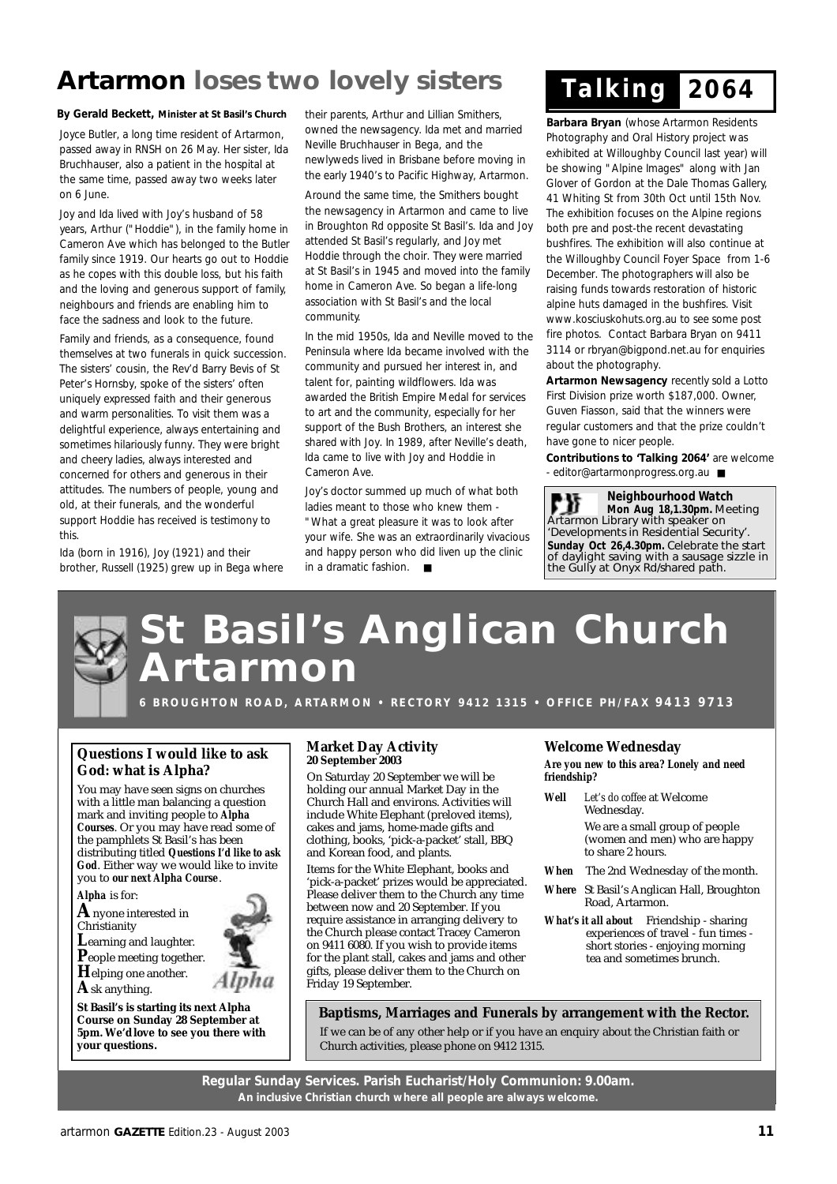# Artarmon loses two lovely sisters

**By Gerald Beckett, Minister at St Basil's Church**

Joyce Butler, a long time resident of Artarmon, passed away in RNSH on 26 May. Her sister, Ida Bruchhauser, also a patient in the hospital at the same time, passed away two weeks later on 6 June.

Joy and Ida lived with Joy's husband of 58 years, Arthur ("Hoddie"), in the family home in Cameron Ave which has belonged to the Butler family since 1919. Our hearts go out to Hoddie as he copes with this double loss, but his faith and the loving and generous support of family, neighbours and friends are enabling him to face the sadness and look to the future.

Family and friends, as a consequence, found themselves at two funerals in quick succession. The sisters' cousin, the Rev'd Barry Bevis of St Peter's Hornsby, spoke of the sisters' often uniquely expressed faith and their generous and warm personalities. To visit them was a delightful experience, always entertaining and sometimes hilariously funny. They were bright and cheery ladies, always interested and concerned for others and generous in their attitudes. The numbers of people, young and old, at their funerals, and the wonderful support Hoddie has received is testimony to this.

Ida (born in 1916), Joy (1921) and their brother, Russell (1925) grew up in Bega where their parents, Arthur and Lillian Smithers, owned the newsagency. Ida met and married Neville Bruchhauser in Bega, and the newlyweds lived in Brisbane before moving in the early 1940's to Pacific Highway, Artarmon.

Around the same time, the Smithers bought the newsagency in Artarmon and came to live in Broughton Rd opposite St Basil's. Ida and Joy attended St Basil's regularly, and Joy met Hoddie through the choir. They were married at St Basil's in 1945 and moved into the family home in Cameron Ave. So began a life-long association with St Basil's and the local community.

In the mid 1950s, Ida and Neville moved to the Peninsula where Ida became involved with the community and pursued her interest in, and talent for, painting wildflowers. Ida was awarded the British Empire Medal for services to art and the community, especially for her support of the Bush Brothers, an interest she shared with Joy. In 1989, after Neville's death, Ida came to live with Joy and Hoddie in Cameron Ave.

Joy's doctor summed up much of what both ladies meant to those who knew them - "What a great pleasure it was to look after your wife. She was an extraordinarily vivacious and happy person who did liven up the clinic in a dramatic fashion. ■

# Talking 2064

**Barbara Bryan** (whose Artarmon Residents Photography and Oral History project was exhibited at Willoughby Council last year) will be showing "Alpine Images" along with Jan Glover of Gordon at the Dale Thomas Gallery, 41 Whiting St from 30th Oct until 15th Nov. The exhibition focuses on the Alpine regions both pre and post-the recent devastating bushfires. The exhibition will also continue at the Willoughby Council Foyer Space from 1-6 December. The photographers will also be raising funds towards restoration of historic alpine huts damaged in the bushfires. Visit www.kosciuskohuts.org.au to see some post fire photos. Contact Barbara Bryan on 9411 3114 or rbryan@bigpond.net.au for enquiries about the photography.

**Artarmon Newsagency** recently sold a Lotto First Division prize worth $187,000. Owner, Guven Fiasson, said that the winners were regular customers and that the prize couldn't have gone to nicer people.

**Contributions to 'Talking 2064'** are welcome - editor@artarmonprogress.org.au ■

**Neighbourhood Watch**

**Mon Aug 18,1.30pm.** Meeting Artarmon Library with speaker on 'Developments in Residential Security'.

**Sunday Oct 26,4.30pm.** Celebrate the start of daylight saving with a sausage sizzle in the Gully at Onyx Rd/shared path.

# St Basil's Anglican Church Artarmon

**6 BROUGHTON ROAD, ARTARMON • RECTORY 9412 1315 • OFFICE PH/FAX 9413 9713**

## Questions I would like to ask God: what is Alpha?

You may have seen signs on churches with a little man balancing a question mark and inviting people to **Alpha Courses**. Or you may have read some of the pamphlets St Basil's has been distributing titled **Questions I'd like to ask God**. Either way we would like to invite you to **our next Alpha Course**.

**Alpha** is for:

**A**nyone interested in Christianity
**L**earning and laughter.
**P**eople meeting together.
**H**elping one another.
**A**sk anything.

**St Basil's is starting its next Alpha Course on Sunday 28 September at 5pm. We'd love to see you there with your questions.**

## Market Day Activity
**20 September 2003**

On Saturday 20 September we will be holding our annual Market Day in the Church Hall and environs. Activities will include White Elephant (preloved items), cakes and jams, home-made gifts and clothing, books, 'pick-a-packet' stall, BBQ and Korean food, and plants.

Items for the White Elephant, books and 'pick-a-packet' prizes would be appreciated. Please deliver them to the Church any time between now and 20 September. If you require assistance in arranging delivery to the Church please contact Tracey Cameron on 9411 6080. If you wish to provide items for the plant stall, cakes and jams and other gifts, please deliver them to the Church on Friday 19 September.

## Welcome Wednesday

***Are you new to this area? Lonely and need friendship?***

***Well*** *Let's do coffee* at Welcome Wednesday.
We are a small group of people (women and men) who are happy to share 2 hours.

***When*** The 2nd Wednesday of the month.

***Where*** St Basil's Anglican Hall, Broughton Road, Artarmon.

***What's it all about*** Friendship - sharing experiences of travel - fun times - short stories - enjoying morning tea and sometimes brunch.

**Baptisms, Marriages and Funerals by arrangement with the Rector.**

If we can be of any other help or if you have an enquiry about the Christian faith or Church activities, please phone on 9412 1315.

**Regular Sunday Services. Parish Eucharist/Holy Communion: 9.00am.**
**An inclusive Christian church where all people are always welcome.**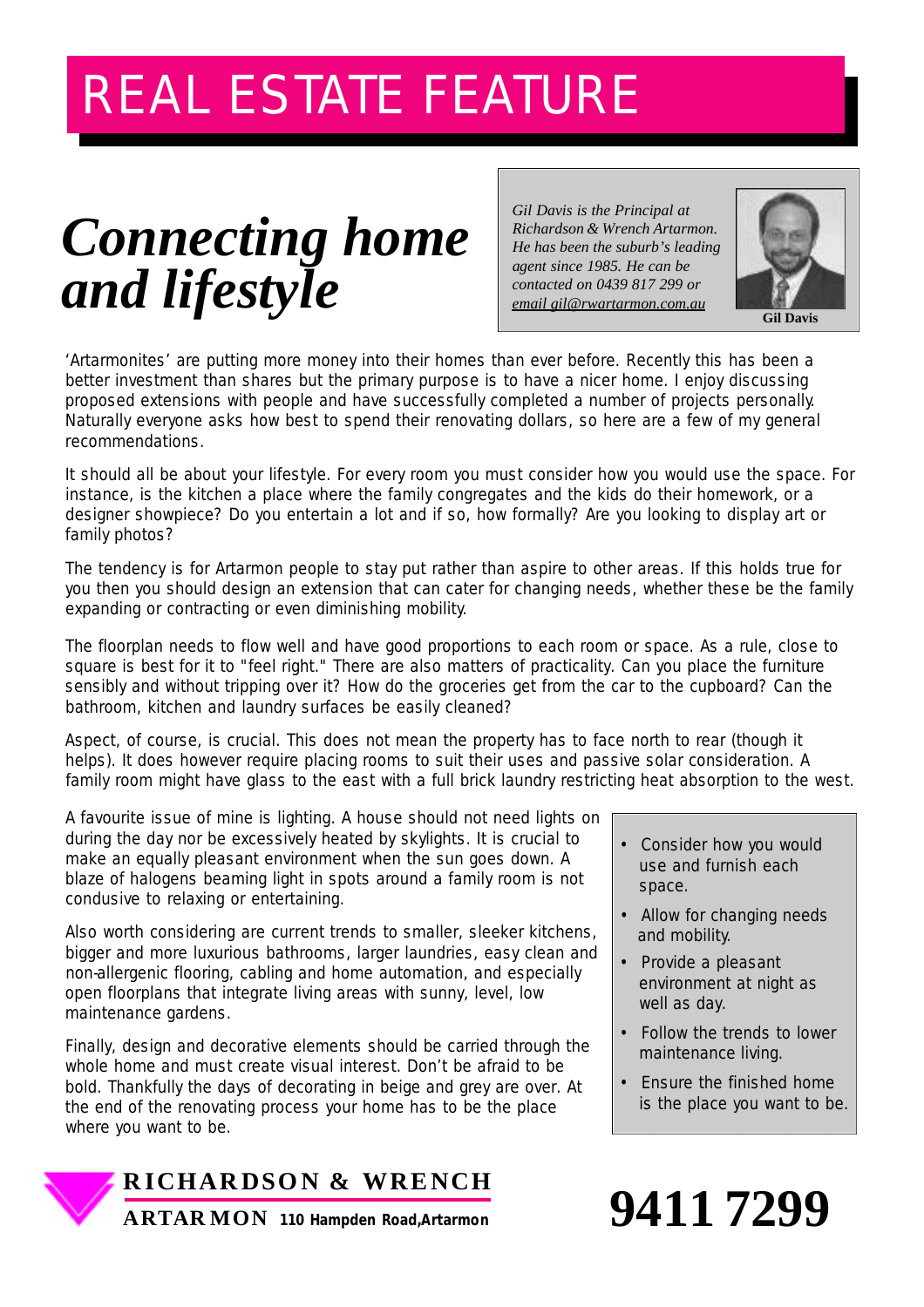# REAL ESTATE FEATURE

## *Connecting home and lifestyle*

*Gil Davis is the Principal at Richardson & Wrench Artarmon. He has been the suburb's leading agent since 1985. He can be contacted on 0439 817 299 or email gil@rwartarmon.com.au*

**Gil Davis**

'Artarmonites' are putting more money into their homes than ever before. Recently this has been a better investment than shares but the primary purpose is to have a nicer home. I enjoy discussing proposed extensions with people and have successfully completed a number of projects personally. Naturally everyone asks how best to spend their renovating dollars, so here are a few of my general recommendations.

It should all be about your lifestyle. For every room you must consider how you would use the space. For instance, is the kitchen a place where the family congregates and the kids do their homework, or a designer showpiece? Do you entertain a lot and if so, how formally? Are you looking to display art or family photos?

The tendency is for Artarmon people to stay put rather than aspire to other areas. If this holds true for you then you should design an extension that can cater for changing needs, whether these be the family expanding or contracting or even diminishing mobility.

The floorplan needs to flow well and have good proportions to each room or space. As a rule, close to square is best for it to "feel right." There are also matters of practicality. Can you place the furniture sensibly and without tripping over it? How do the groceries get from the car to the cupboard? Can the bathroom, kitchen and laundry surfaces be easily cleaned?

Aspect, of course, is crucial. This does not mean the property has to face north to rear (though it helps). It does however require placing rooms to suit their uses and passive solar consideration. A family room might have glass to the east with a full brick laundry restricting heat absorption to the west.

A favourite issue of mine is lighting. A house should not need lights on during the day nor be excessively heated by skylights. It is crucial to make an equally pleasant environment when the sun goes down. A blaze of halogens beaming light in spots around a family room is not condusive to relaxing or entertaining.

Also worth considering are current trends to smaller, sleeker kitchens, bigger and more luxurious bathrooms, larger laundries, easy clean and non-allergenic flooring, cabling and home automation, and especially open floorplans that integrate living areas with sunny, level, low maintenance gardens.

Finally, design and decorative elements should be carried through the whole home and must create visual interest. Don't be afraid to be bold. Thankfully the days of decorating in beige and grey are over. At the end of the renovating process your home has to be the place where you want to be.

- Consider how you would use and furnish each space.
- Allow for changing needs and mobility.
- Provide a pleasant environment at night as well as day.
- Follow the trends to lower maintenance living.
- Ensure the finished home is the place you want to be.

**RICHARDSON & WRENCH**

**ARTARMON** **110 Hampden Road,Artarmon**

**9411 7299**